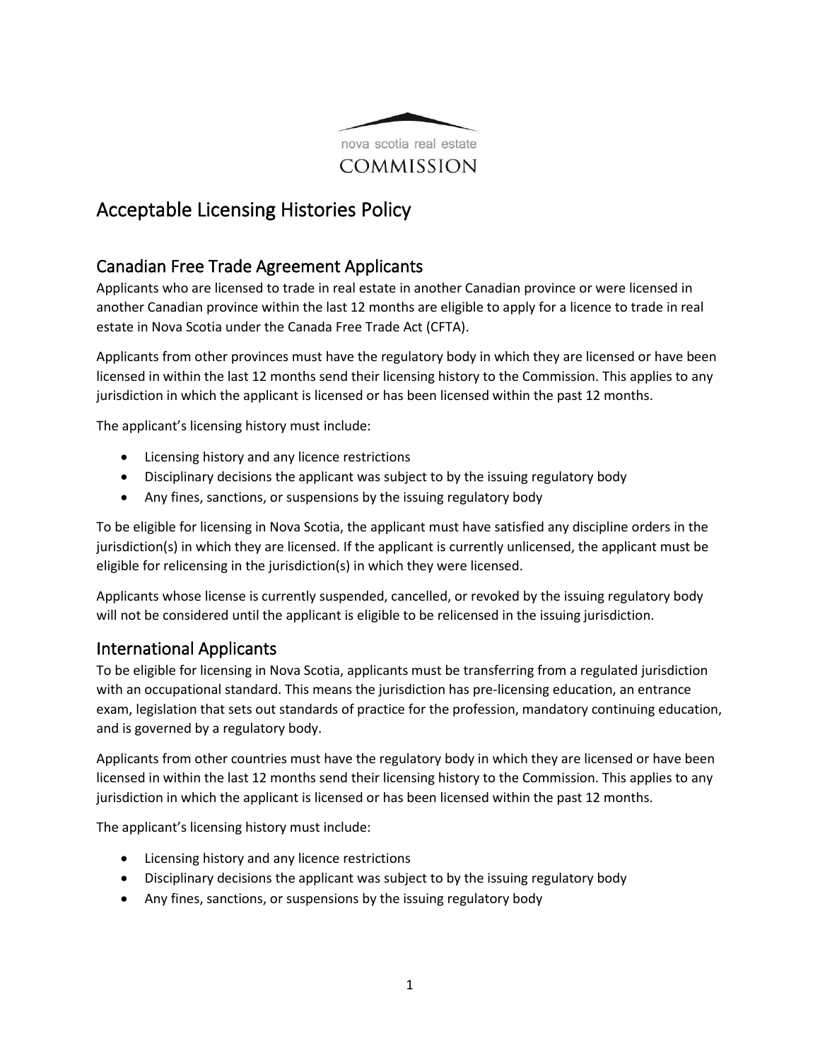nova scotia real estate
COMMISSION

# Acceptable Licensing Histories Policy

## Canadian Free Trade Agreement Applicants

Applicants who are licensed to trade in real estate in another Canadian province or were licensed in another Canadian province within the last 12 months are eligible to apply for a licence to trade in real estate in Nova Scotia under the Canada Free Trade Act (CFTA).

Applicants from other provinces must have the regulatory body in which they are licensed or have been licensed in within the last 12 months send their licensing history to the Commission. This applies to any jurisdiction in which the applicant is licensed or has been licensed within the past 12 months.

The applicant's licensing history must include:

- Licensing history and any licence restrictions
- Disciplinary decisions the applicant was subject to by the issuing regulatory body
- Any fines, sanctions, or suspensions by the issuing regulatory body

To be eligible for licensing in Nova Scotia, the applicant must have satisfied any discipline orders in the jurisdiction(s) in which they are licensed. If the applicant is currently unlicensed, the applicant must be eligible for relicensing in the jurisdiction(s) in which they were licensed.

Applicants whose license is currently suspended, cancelled, or revoked by the issuing regulatory body will not be considered until the applicant is eligible to be relicensed in the issuing jurisdiction.

## International Applicants

To be eligible for licensing in Nova Scotia, applicants must be transferring from a regulated jurisdiction with an occupational standard. This means the jurisdiction has pre-licensing education, an entrance exam, legislation that sets out standards of practice for the profession, mandatory continuing education, and is governed by a regulatory body.

Applicants from other countries must have the regulatory body in which they are licensed or have been licensed in within the last 12 months send their licensing history to the Commission. This applies to any jurisdiction in which the applicant is licensed or has been licensed within the past 12 months.

The applicant's licensing history must include:

- Licensing history and any licence restrictions
- Disciplinary decisions the applicant was subject to by the issuing regulatory body
- Any fines, sanctions, or suspensions by the issuing regulatory body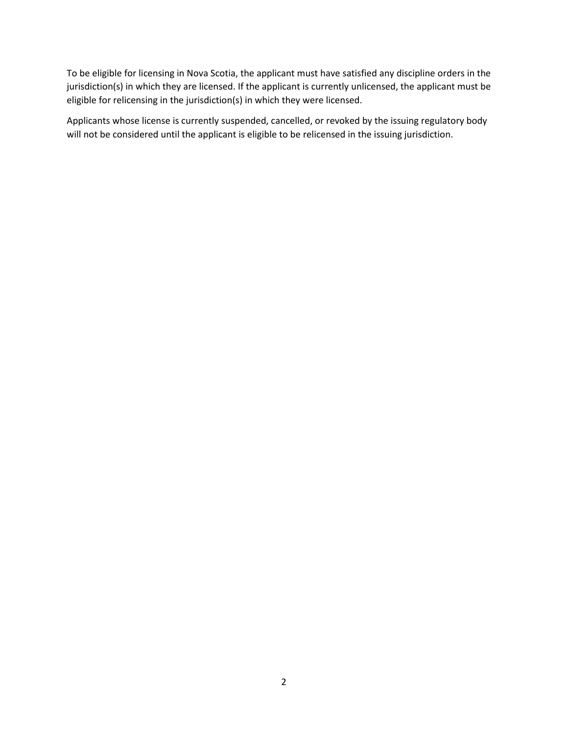To be eligible for licensing in Nova Scotia, the applicant must have satisfied any discipline orders in the jurisdiction(s) in which they are licensed. If the applicant is currently unlicensed, the applicant must be eligible for relicensing in the jurisdiction(s) in which they were licensed.

Applicants whose license is currently suspended, cancelled, or revoked by the issuing regulatory body will not be considered until the applicant is eligible to be relicensed in the issuing jurisdiction.